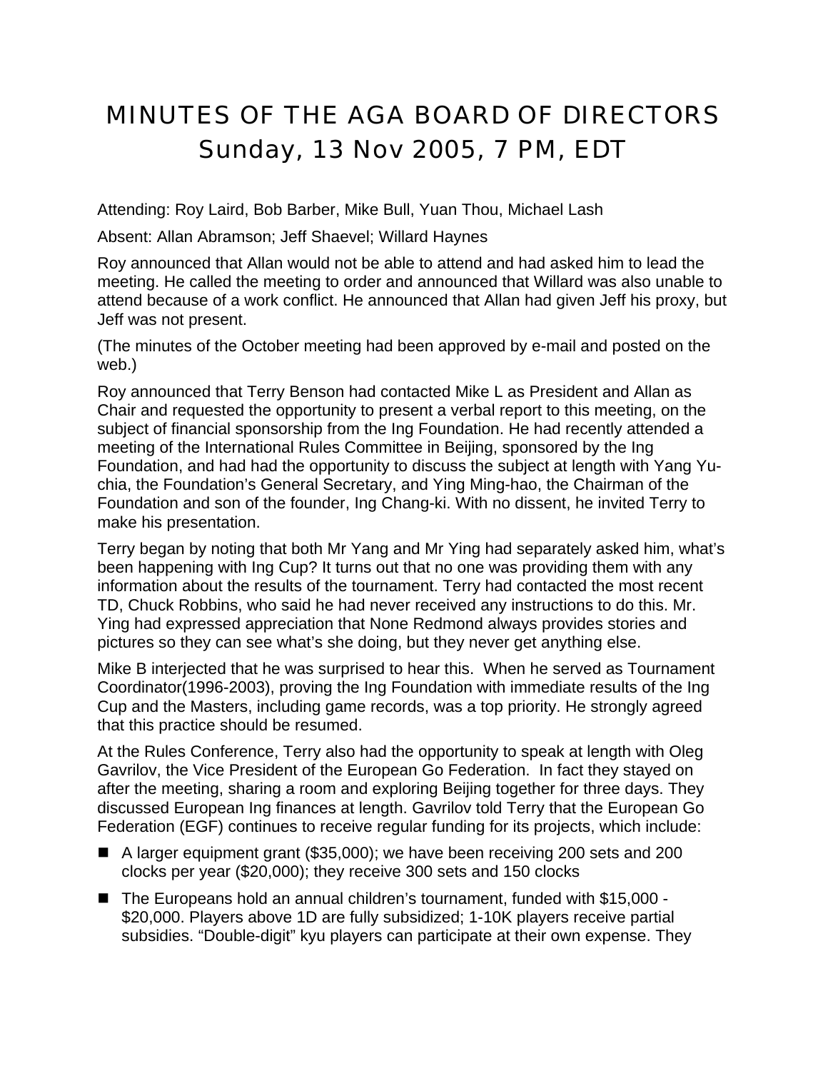# MINUTES OF THE AGA BOARD OF DIRECTORS
## Sunday, 13 Nov 2005, 7 PM, EDT

Attending: Roy Laird, Bob Barber, Mike Bull, Yuan Thou, Michael Lash

Absent: Allan Abramson; Jeff Shaevel; Willard Haynes

Roy announced that Allan would not be able to attend and had asked him to lead the meeting. He called the meeting to order and announced that Willard was also unable to attend because of a work conflict. He announced that Allan had given Jeff his proxy, but Jeff was not present.

(The minutes of the October meeting had been approved by e-mail and posted on the web.)

Roy announced that Terry Benson had contacted Mike L as President and Allan as Chair and requested the opportunity to present a verbal report to this meeting, on the subject of financial sponsorship from the Ing Foundation. He had recently attended a meeting of the International Rules Committee in Beijing, sponsored by the Ing Foundation, and had had the opportunity to discuss the subject at length with Yang Yu-chia, the Foundation's General Secretary, and Ying Ming-hao, the Chairman of the Foundation and son of the founder, Ing Chang-ki. With no dissent, he invited Terry to make his presentation.

Terry began by noting that both Mr Yang and Mr Ying had separately asked him, what's been happening with Ing Cup? It turns out that no one was providing them with any information about the results of the tournament. Terry had contacted the most recent TD, Chuck Robbins, who said he had never received any instructions to do this. Mr. Ying had expressed appreciation that None Redmond always provides stories and pictures so they can see what's she doing, but they never get anything else.

Mike B interjected that he was surprised to hear this. When he served as Tournament Coordinator(1996-2003), proving the Ing Foundation with immediate results of the Ing Cup and the Masters, including game records, was a top priority. He strongly agreed that this practice should be resumed.

At the Rules Conference, Terry also had the opportunity to speak at length with Oleg Gavrilov, the Vice President of the European Go Federation. In fact they stayed on after the meeting, sharing a room and exploring Beijing together for three days. They discussed European Ing finances at length. Gavrilov told Terry that the European Go Federation (EGF) continues to receive regular funding for its projects, which include:

- A larger equipment grant ($35,000); we have been receiving 200 sets and 200 clocks per year ($20,000); they receive 300 sets and 150 clocks
- The Europeans hold an annual children's tournament, funded with $15,000 - $20,000. Players above 1D are fully subsidized; 1-10K players receive partial subsidies. "Double-digit" kyu players can participate at their own expense. They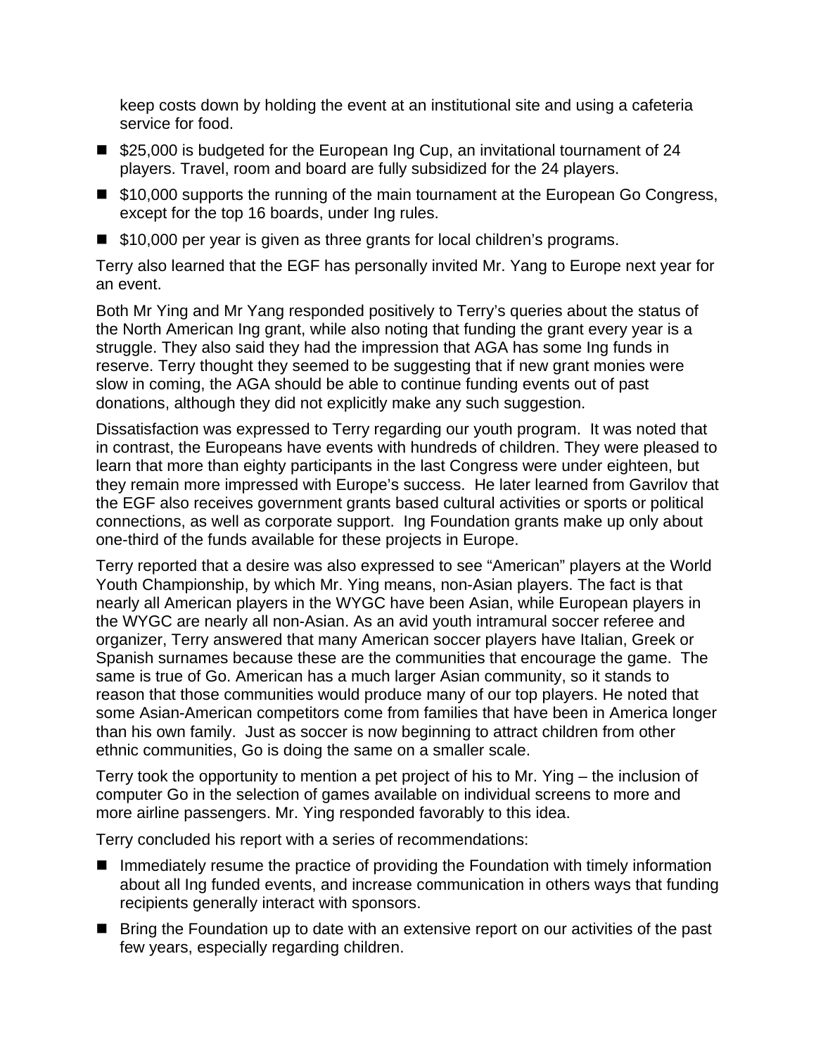keep costs down by holding the event at an institutional site and using a cafeteria service for food.

- $25,000 is budgeted for the European Ing Cup, an invitational tournament of 24 players. Travel, room and board are fully subsidized for the 24 players.
- $10,000 supports the running of the main tournament at the European Go Congress, except for the top 16 boards, under Ing rules.
- $10,000 per year is given as three grants for local children's programs.

Terry also learned that the EGF has personally invited Mr. Yang to Europe next year for an event.

Both Mr Ying and Mr Yang responded positively to Terry's queries about the status of the North American Ing grant, while also noting that funding the grant every year is a struggle. They also said they had the impression that AGA has some Ing funds in reserve. Terry thought they seemed to be suggesting that if new grant monies were slow in coming, the AGA should be able to continue funding events out of past donations, although they did not explicitly make any such suggestion.

Dissatisfaction was expressed to Terry regarding our youth program. It was noted that in contrast, the Europeans have events with hundreds of children. They were pleased to learn that more than eighty participants in the last Congress were under eighteen, but they remain more impressed with Europe's success. He later learned from Gavrilov that the EGF also receives government grants based cultural activities or sports or political connections, as well as corporate support. Ing Foundation grants make up only about one-third of the funds available for these projects in Europe.

Terry reported that a desire was also expressed to see "American" players at the World Youth Championship, by which Mr. Ying means, non-Asian players. The fact is that nearly all American players in the WYGC have been Asian, while European players in the WYGC are nearly all non-Asian. As an avid youth intramural soccer referee and organizer, Terry answered that many American soccer players have Italian, Greek or Spanish surnames because these are the communities that encourage the game. The same is true of Go. American has a much larger Asian community, so it stands to reason that those communities would produce many of our top players. He noted that some Asian-American competitors come from families that have been in America longer than his own family. Just as soccer is now beginning to attract children from other ethnic communities, Go is doing the same on a smaller scale.

Terry took the opportunity to mention a pet project of his to Mr. Ying – the inclusion of computer Go in the selection of games available on individual screens to more and more airline passengers. Mr. Ying responded favorably to this idea.

Terry concluded his report with a series of recommendations:

- Immediately resume the practice of providing the Foundation with timely information about all Ing funded events, and increase communication in others ways that funding recipients generally interact with sponsors.
- Bring the Foundation up to date with an extensive report on our activities of the past few years, especially regarding children.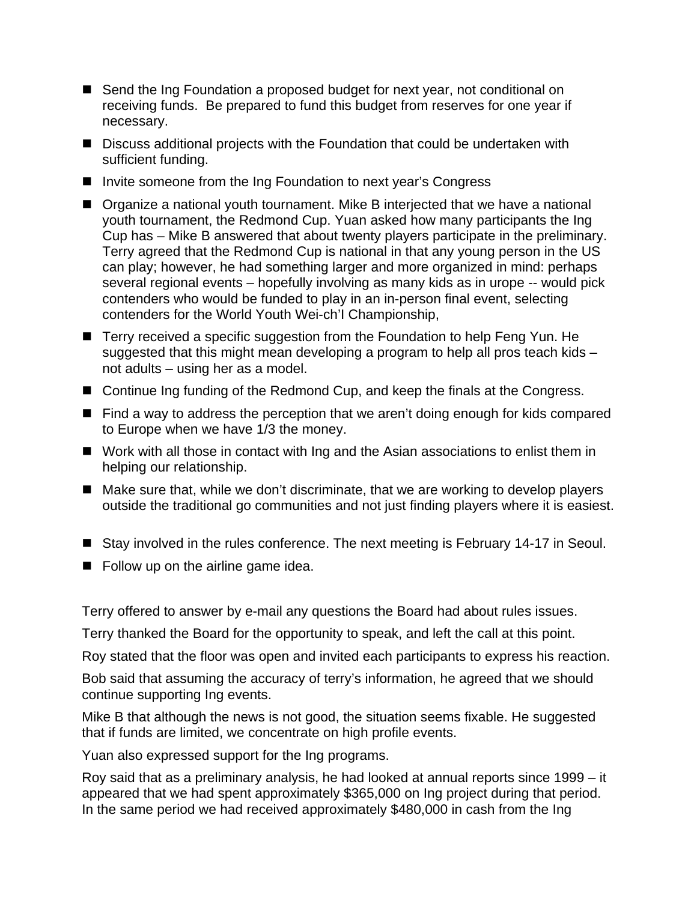- Send the Ing Foundation a proposed budget for next year, not conditional on receiving funds. Be prepared to fund this budget from reserves for one year if necessary.
- Discuss additional projects with the Foundation that could be undertaken with sufficient funding.
- Invite someone from the Ing Foundation to next year's Congress
- Organize a national youth tournament. Mike B interjected that we have a national youth tournament, the Redmond Cup. Yuan asked how many participants the Ing Cup has – Mike B answered that about twenty players participate in the preliminary. Terry agreed that the Redmond Cup is national in that any young person in the US can play; however, he had something larger and more organized in mind: perhaps several regional events – hopefully involving as many kids as in urope -- would pick contenders who would be funded to play in an in-person final event, selecting contenders for the World Youth Wei-ch'I Championship,
- Terry received a specific suggestion from the Foundation to help Feng Yun. He suggested that this might mean developing a program to help all pros teach kids – not adults – using her as a model.
- Continue Ing funding of the Redmond Cup, and keep the finals at the Congress.
- Find a way to address the perception that we aren't doing enough for kids compared to Europe when we have 1/3 the money.
- Work with all those in contact with Ing and the Asian associations to enlist them in helping our relationship.
- Make sure that, while we don't discriminate, that we are working to develop players outside the traditional go communities and not just finding players where it is easiest.
- Stay involved in the rules conference. The next meeting is February 14-17 in Seoul.
- Follow up on the airline game idea.

Terry offered to answer by e-mail any questions the Board had about rules issues.

Terry thanked the Board for the opportunity to speak, and left the call at this point.

Roy stated that the floor was open and invited each participants to express his reaction.

Bob said that assuming the accuracy of terry's information, he agreed that we should continue supporting Ing events.

Mike B that although the news is not good, the situation seems fixable. He suggested that if funds are limited, we concentrate on high profile events.

Yuan also expressed support for the Ing programs.

Roy said that as a preliminary analysis, he had looked at annual reports since 1999 – it appeared that we had spent approximately $365,000 on Ing project during that period. In the same period we had received approximately $480,000 in cash from the Ing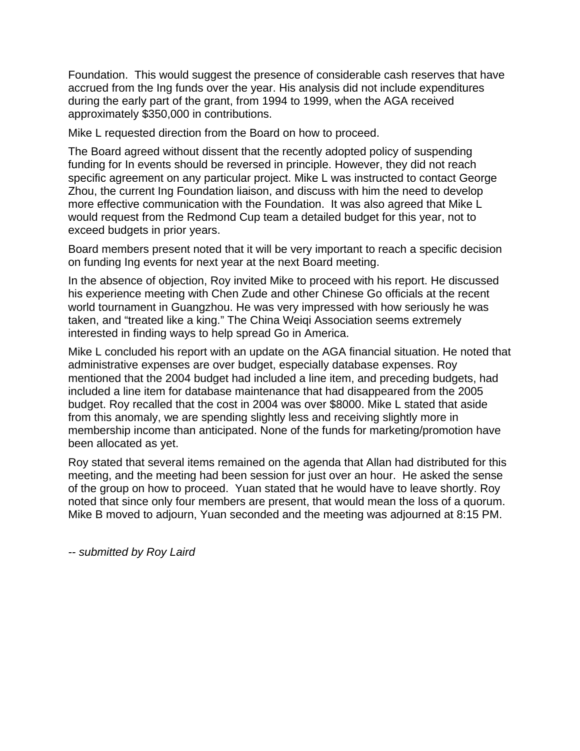Foundation. This would suggest the presence of considerable cash reserves that have accrued from the Ing funds over the year. His analysis did not include expenditures during the early part of the grant, from 1994 to 1999, when the AGA received approximately $350,000 in contributions.

Mike L requested direction from the Board on how to proceed.

The Board agreed without dissent that the recently adopted policy of suspending funding for In events should be reversed in principle. However, they did not reach specific agreement on any particular project. Mike L was instructed to contact George Zhou, the current Ing Foundation liaison, and discuss with him the need to develop more effective communication with the Foundation. It was also agreed that Mike L would request from the Redmond Cup team a detailed budget for this year, not to exceed budgets in prior years.

Board members present noted that it will be very important to reach a specific decision on funding Ing events for next year at the next Board meeting.

In the absence of objection, Roy invited Mike to proceed with his report. He discussed his experience meeting with Chen Zude and other Chinese Go officials at the recent world tournament in Guangzhou. He was very impressed with how seriously he was taken, and "treated like a king." The China Weiqi Association seems extremely interested in finding ways to help spread Go in America.

Mike L concluded his report with an update on the AGA financial situation. He noted that administrative expenses are over budget, especially database expenses. Roy mentioned that the 2004 budget had included a line item, and preceding budgets, had included a line item for database maintenance that had disappeared from the 2005 budget. Roy recalled that the cost in 2004 was over $8000. Mike L stated that aside from this anomaly, we are spending slightly less and receiving slightly more in membership income than anticipated. None of the funds for marketing/promotion have been allocated as yet.

Roy stated that several items remained on the agenda that Allan had distributed for this meeting, and the meeting had been session for just over an hour. He asked the sense of the group on how to proceed. Yuan stated that he would have to leave shortly. Roy noted that since only four members are present, that would mean the loss of a quorum. Mike B moved to adjourn, Yuan seconded and the meeting was adjourned at 8:15 PM.

*-- submitted by Roy Laird*